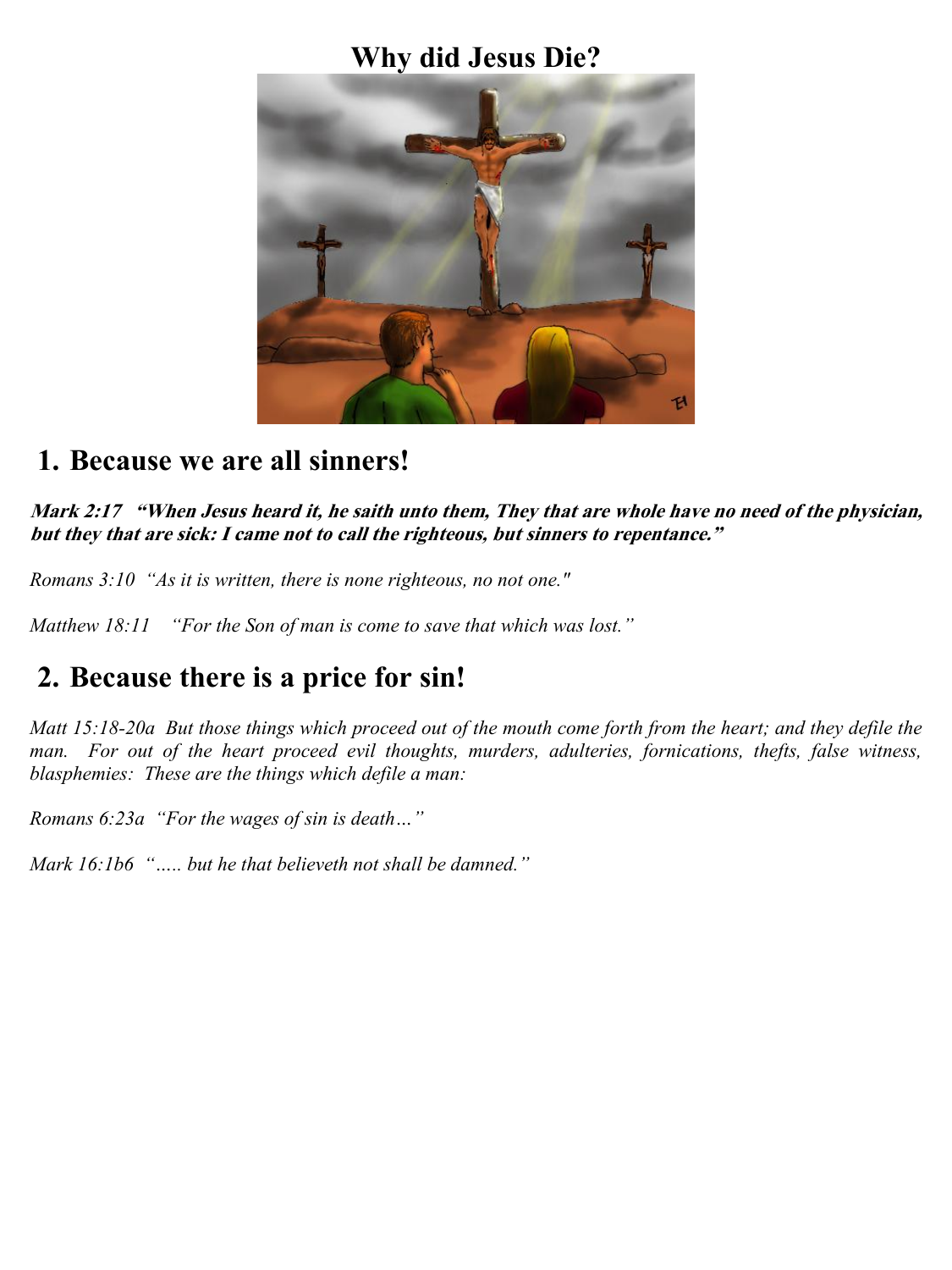# Why did Jesus Die?

## 1. Because we are all sinners!

***Mark 2:17 "When Jesus heard it, he saith unto them, They that are whole have no need of the physician, but they that are sick: I came not to call the righteous, but sinners to repentance."***

*Romans 3:10 "As it is written, there is none righteous, no not one."*

*Matthew 18:11 "For the Son of man is come to save that which was lost."*

## 2. Because there is a price for sin!

*Matt 15:18-20a But those things which proceed out of the mouth come forth from the heart; and they defile the man. For out of the heart proceed evil thoughts, murders, adulteries, fornications, thefts, false witness, blasphemies: These are the things which defile a man:*

*Romans 6:23a "For the wages of sin is death…"*

*Mark 16:1b6 "….. but he that believeth not shall be damned."*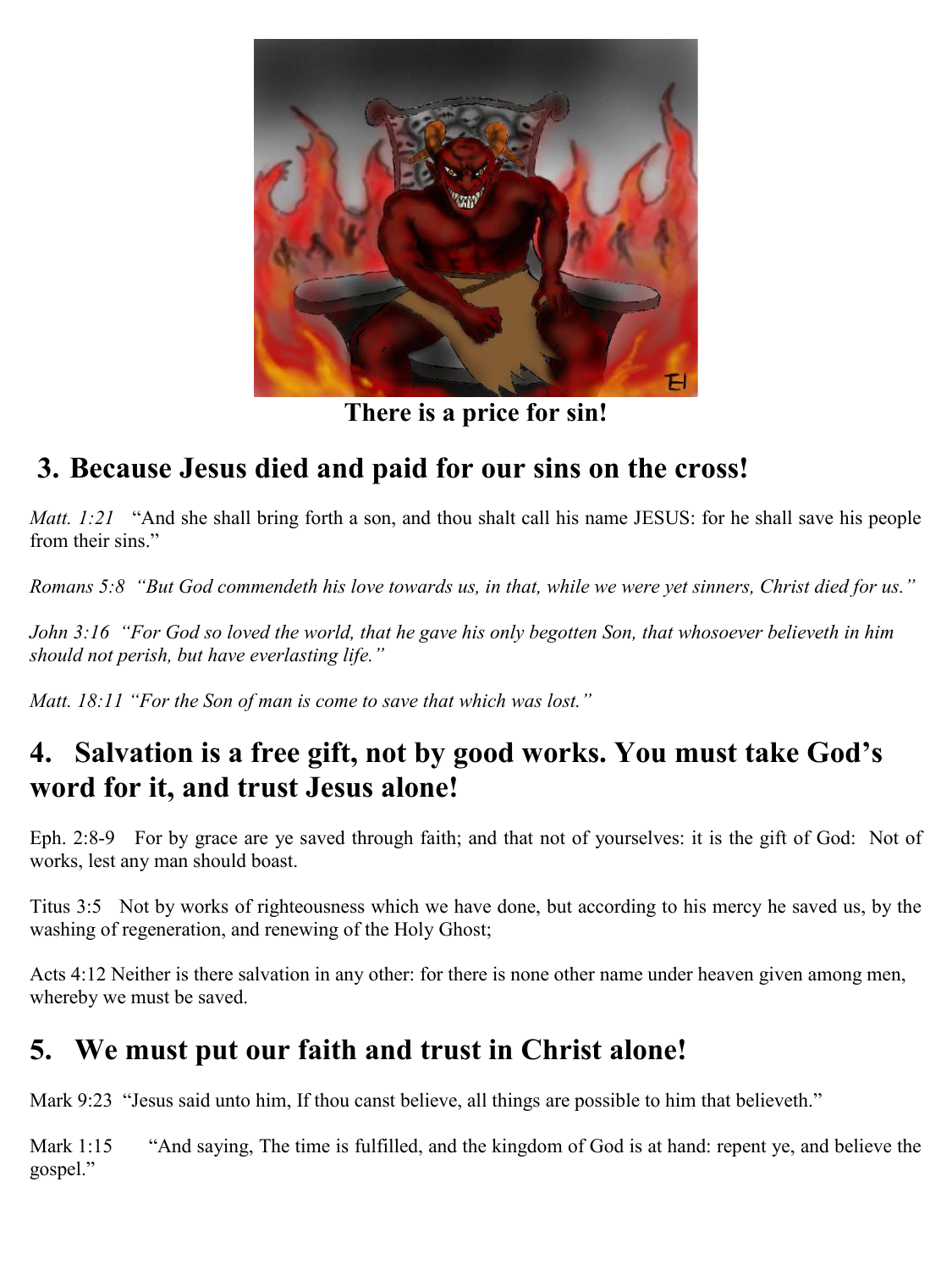**There is a price for sin!**

## 3. Because Jesus died and paid for our sins on the cross!

*Matt. 1:21* "And she shall bring forth a son, and thou shalt call his name JESUS: for he shall save his people from their sins."

*Romans 5:8 "But God commendeth his love towards us, in that, while we were yet sinners, Christ died for us."*

*John 3:16 "For God so loved the world, that he gave his only begotten Son, that whosoever believeth in him should not perish, but have everlasting life."*

*Matt. 18:11 "For the Son of man is come to save that which was lost."*

## 4. Salvation is a free gift, not by good works. You must take God's word for it, and trust Jesus alone!

Eph. 2:8-9 For by grace are ye saved through faith; and that not of yourselves: it is the gift of God: Not of works, lest any man should boast.

Titus 3:5 Not by works of righteousness which we have done, but according to his mercy he saved us, by the washing of regeneration, and renewing of the Holy Ghost;

Acts 4:12 Neither is there salvation in any other: for there is none other name under heaven given among men, whereby we must be saved.

## 5. We must put our faith and trust in Christ alone!

Mark 9:23 "Jesus said unto him, If thou canst believe, all things are possible to him that believeth."

Mark 1:15 "And saying, The time is fulfilled, and the kingdom of God is at hand: repent ye, and believe the gospel."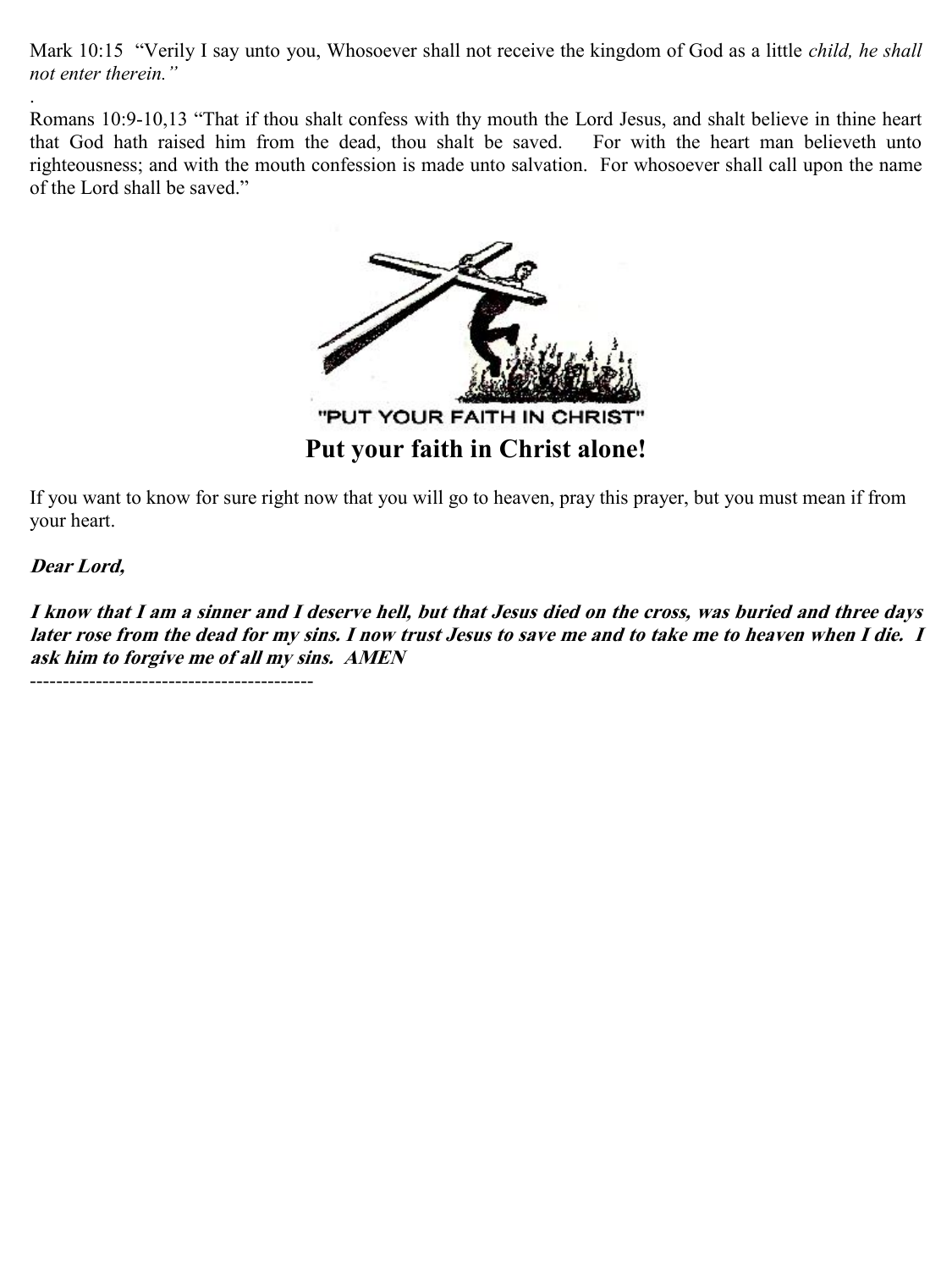Mark 10:15 "Verily I say unto you, Whosoever shall not receive the kingdom of God as a little *child, he shall not enter therein."*

.

Romans 10:9-10,13 "That if thou shalt confess with thy mouth the Lord Jesus, and shalt believe in thine heart that God hath raised him from the dead, thou shalt be saved. For with the heart man believeth unto righteousness; and with the mouth confession is made unto salvation. For whosoever shall call upon the name of the Lord shall be saved."

"PUT YOUR FAITH IN CHRIST"

**Put your faith in Christ alone!**

If you want to know for sure right now that you will go to heaven, pray this prayer, but you must mean if from your heart.

***Dear Lord,***

***I know that I am a sinner and I deserve hell, but that Jesus died on the cross, was buried and three days later rose from the dead for my sins. I now trust Jesus to save me and to take me to heaven when I die. I ask him to forgive me of all my sins. AMEN***

-------------------------------------------